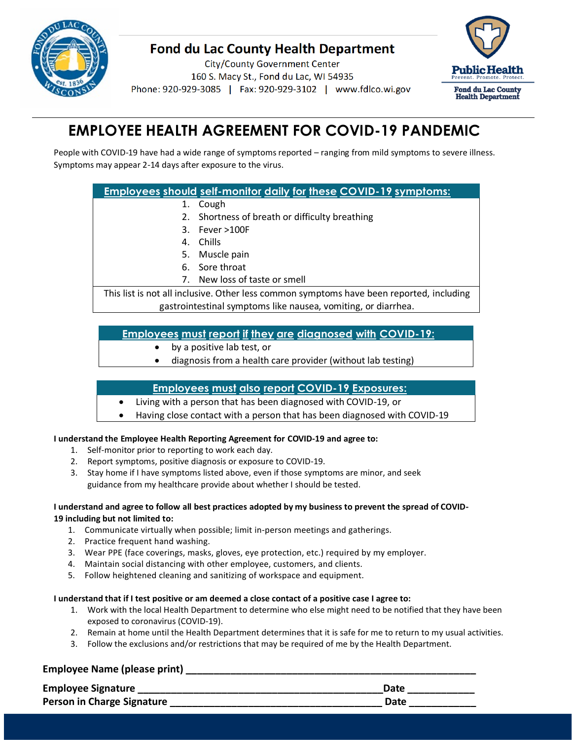# Fond du Lac County Health Department

City/County Government Center
160 S. Macy St., Fond du Lac, WI 54935
Phone: 920-929-3085 | Fax: 920-929-3102 | www.fdlco.wi.gov

Public Health
Prevent. Promote. Protect.
Fond du Lac County Health Department

## EMPLOYEE HEALTH AGREEMENT FOR COVID-19 PANDEMIC

People with COVID-19 have had a wide range of symptoms reported – ranging from mild symptoms to severe illness. Symptoms may appear 2-14 days after exposure to the virus.

### Employees should self-monitor daily for these COVID-19 symptoms:

1. Cough
2. Shortness of breath or difficulty breathing
3. Fever >100F
4. Chills
5. Muscle pain
6. Sore throat
7. New loss of taste or smell

This list is not all inclusive. Other less common symptoms have been reported, including gastrointestinal symptoms like nausea, vomiting, or diarrhea.

### Employees must report if they are diagnosed with COVID-19:

- by a positive lab test, or
- diagnosis from a health care provider (without lab testing)

### Employees must also report COVID-19 Exposures:

- Living with a person that has been diagnosed with COVID-19, or
- Having close contact with a person that has been diagnosed with COVID-19

**I understand the Employee Health Reporting Agreement for COVID-19 and agree to:**

1. Self-monitor prior to reporting to work each day.
2. Report symptoms, positive diagnosis or exposure to COVID-19.
3. Stay home if I have symptoms listed above, even if those symptoms are minor, and seek guidance from my healthcare provide about whether I should be tested.

**I understand and agree to follow all best practices adopted by my business to prevent the spread of COVID-19 including but not limited to:**

1. Communicate virtually when possible; limit in-person meetings and gatherings.
2. Practice frequent hand washing.
3. Wear PPE (face coverings, masks, gloves, eye protection, etc.) required by my employer.
4. Maintain social distancing with other employee, customers, and clients.
5. Follow heightened cleaning and sanitizing of workspace and equipment.

**I understand that if I test positive or am deemed a close contact of a positive case I agree to:**

1. Work with the local Health Department to determine who else might need to be notified that they have been exposed to coronavirus (COVID-19).
2. Remain at home until the Health Department determines that it is safe for me to return to my usual activities.
3. Follow the exclusions and/or restrictions that may be required of me by the Health Department.

**Employee Name (please print)** ________________________________________________

**Employee Signature** ________________________________________ **Date** ____________

**Person in Charge Signature** ____________________________________ **Date** ____________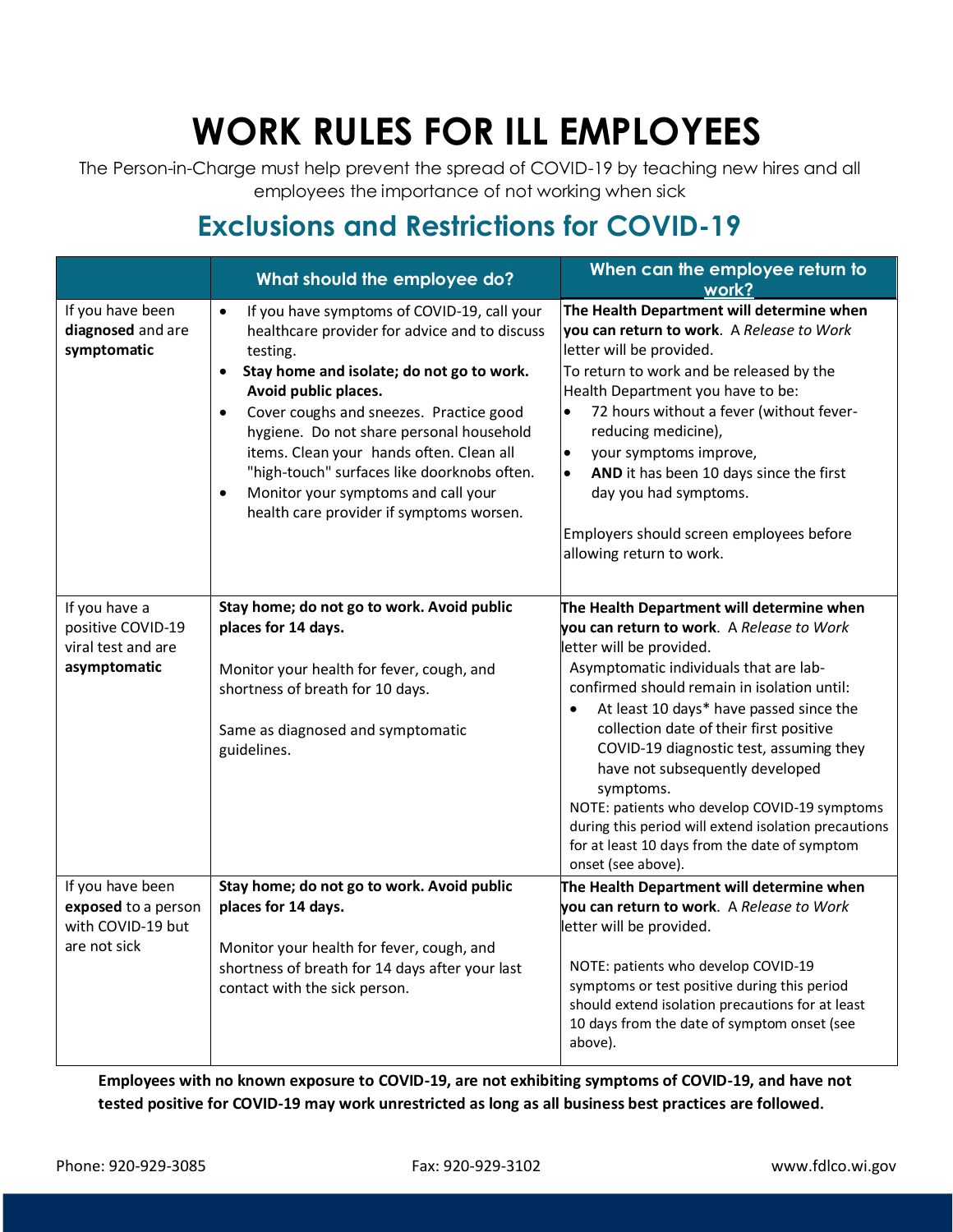# WORK RULES FOR ILL EMPLOYEES

The Person-in-Charge must help prevent the spread of COVID-19 by teaching new hires and all employees the importance of not working when sick

## Exclusions and Restrictions for COVID-19

| | What should the employee do? | When can the employee return to work? |
|---|---|---|
| If you have been **diagnosed** and are **symptomatic** | • If you have symptoms of COVID-19, call your healthcare provider for advice and to discuss testing.<br>• **Stay home and isolate; do not go to work. Avoid public places.**<br>• Cover coughs and sneezes. Practice good hygiene. Do not share personal household items. Clean your hands often. Clean all "high-touch" surfaces like doorknobs often.<br>• Monitor your symptoms and call your health care provider if symptoms worsen. | **The Health Department will determine when you can return to work**. A *Release to Work* letter will be provided.<br>To return to work and be released by the Health Department you have to be:<br>• 72 hours without a fever (without fever-reducing medicine),<br>• your symptoms improve,<br>• **AND** it has been 10 days since the first day you had symptoms.<br><br>Employers should screen employees before allowing return to work. |
| If you have a positive COVID-19 viral test and are **asymptomatic** | **Stay home; do not go to work. Avoid public places for 14 days.**<br><br>Monitor your health for fever, cough, and shortness of breath for 10 days.<br><br>Same as diagnosed and symptomatic guidelines. | **The Health Department will determine when you can return to work**. A *Release to Work* letter will be provided.<br>Asymptomatic individuals that are lab-confirmed should remain in isolation until:<br>• At least 10 days* have passed since the collection date of their first positive COVID-19 diagnostic test, assuming they have not subsequently developed symptoms.<br>NOTE: patients who develop COVID-19 symptoms during this period will extend isolation precautions for at least 10 days from the date of symptom onset (see above). |
| If you have been **exposed** to a person with COVID-19 but are not sick | **Stay home; do not go to work. Avoid public places for 14 days.**<br><br>Monitor your health for fever, cough, and shortness of breath for 14 days after your last contact with the sick person. | **The Health Department will determine when you can return to work**. A *Release to Work* letter will be provided.<br><br>NOTE: patients who develop COVID-19 symptoms or test positive during this period should extend isolation precautions for at least 10 days from the date of symptom onset (see above). |

**Employees with no known exposure to COVID-19, are not exhibiting symptoms of COVID-19, and have not tested positive for COVID-19 may work unrestricted as long as all business best practices are followed.**

Phone: 920-929-3085 Fax: 920-929-3102 www.fdlco.wi.gov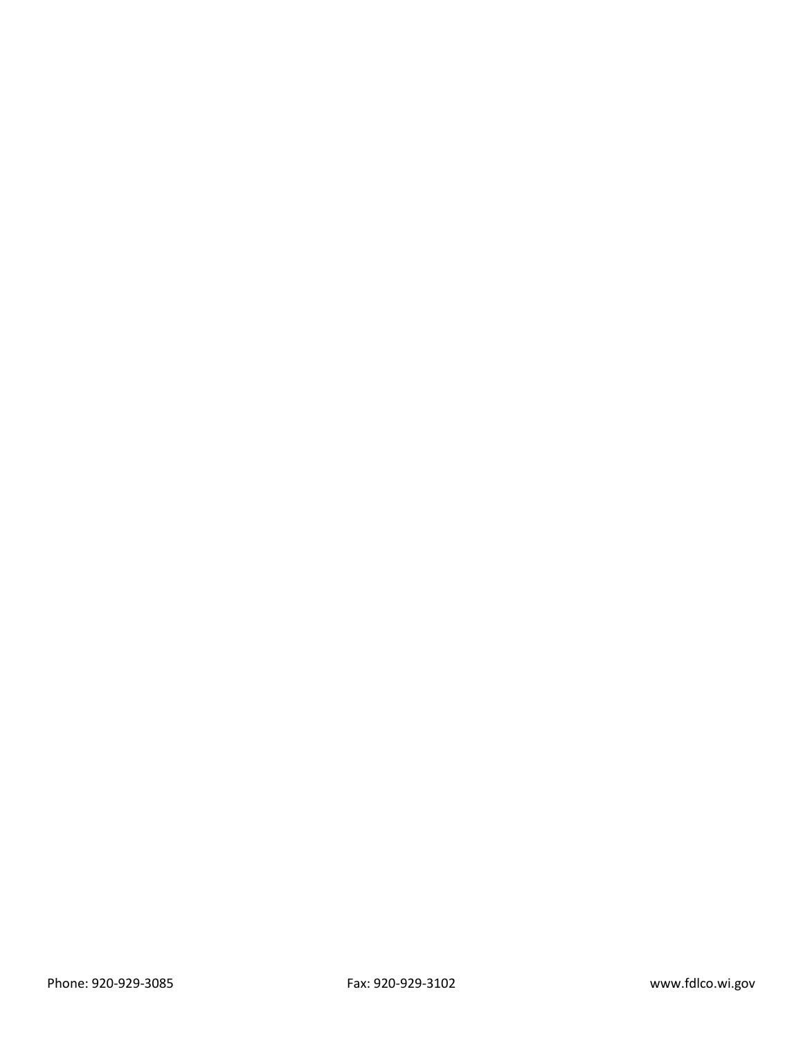Phone: 920-929-3085 Fax: 920-929-3102 www.fdlco.wi.gov